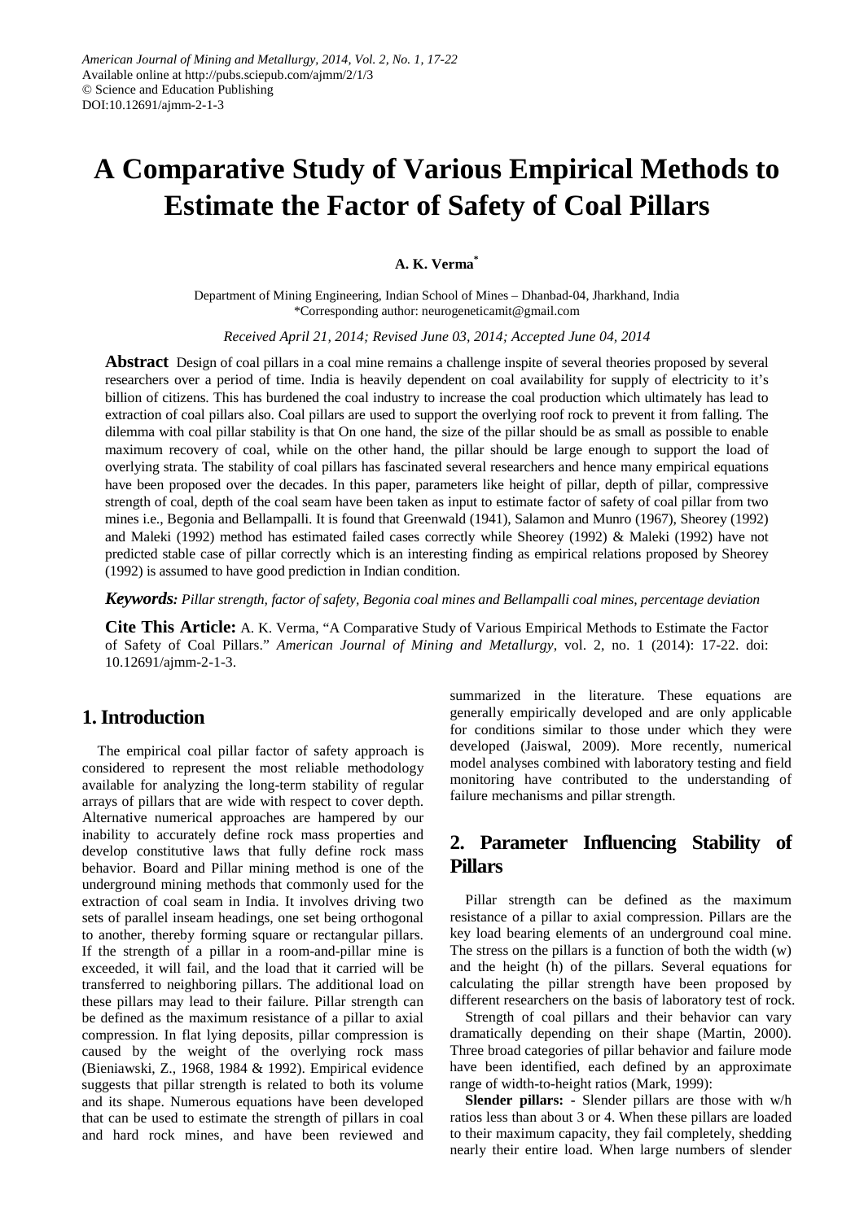American Journal of Mining and Metallurgy, 2014, Vol. 2, No. 1, 17-22
Available online at http://pubs.sciepub.com/ajmm/2/1/3
© Science and Education Publishing
DOI:10.12691/ajmm-2-1-3

# A Comparative Study of Various Empirical Methods to Estimate the Factor of Safety of Coal Pillars

**A. K. Verma***

Department of Mining Engineering, Indian School of Mines – Dhanbad-04, Jharkhand, India
*Corresponding author: neurogeneticamit@gmail.com

*Received April 21, 2014; Revised June 03, 2014; Accepted June 04, 2014*

**Abstract** Design of coal pillars in a coal mine remains a challenge inspite of several theories proposed by several researchers over a period of time. India is heavily dependent on coal availability for supply of electricity to it's billion of citizens. This has burdened the coal industry to increase the coal production which ultimately has lead to extraction of coal pillars also. Coal pillars are used to support the overlying roof rock to prevent it from falling. The dilemma with coal pillar stability is that On one hand, the size of the pillar should be as small as possible to enable maximum recovery of coal, while on the other hand, the pillar should be large enough to support the load of overlying strata. The stability of coal pillars has fascinated several researchers and hence many empirical equations have been proposed over the decades. In this paper, parameters like height of pillar, depth of pillar, compressive strength of coal, depth of the coal seam have been taken as input to estimate factor of safety of coal pillar from two mines i.e., Begonia and Bellampalli. It is found that Greenwald (1941), Salamon and Munro (1967), Sheorey (1992) and Maleki (1992) method has estimated failed cases correctly while Sheorey (1992) & Maleki (1992) have not predicted stable case of pillar correctly which is an interesting finding as empirical relations proposed by Sheorey (1992) is assumed to have good prediction in Indian condition.

***Keywords:*** *Pillar strength, factor of safety, Begonia coal mines and Bellampalli coal mines, percentage deviation*

**Cite This Article:** A. K. Verma, "A Comparative Study of Various Empirical Methods to Estimate the Factor of Safety of Coal Pillars." *American Journal of Mining and Metallurgy*, vol. 2, no. 1 (2014): 17-22. doi: 10.12691/ajmm-2-1-3.

## 1. Introduction

The empirical coal pillar factor of safety approach is considered to represent the most reliable methodology available for analyzing the long-term stability of regular arrays of pillars that are wide with respect to cover depth. Alternative numerical approaches are hampered by our inability to accurately define rock mass properties and develop constitutive laws that fully define rock mass behavior. Board and Pillar mining method is one of the underground mining methods that commonly used for the extraction of coal seam in India. It involves driving two sets of parallel inseam headings, one set being orthogonal to another, thereby forming square or rectangular pillars. If the strength of a pillar in a room-and-pillar mine is exceeded, it will fail, and the load that it carried will be transferred to neighboring pillars. The additional load on these pillars may lead to their failure. Pillar strength can be defined as the maximum resistance of a pillar to axial compression. In flat lying deposits, pillar compression is caused by the weight of the overlying rock mass (Bieniawski, Z., 1968, 1984 & 1992). Empirical evidence suggests that pillar strength is related to both its volume and its shape. Numerous equations have been developed that can be used to estimate the strength of pillars in coal and hard rock mines, and have been reviewed and summarized in the literature. These equations are generally empirically developed and are only applicable for conditions similar to those under which they were developed (Jaiswal, 2009). More recently, numerical model analyses combined with laboratory testing and field monitoring have contributed to the understanding of failure mechanisms and pillar strength.

## 2. Parameter Influencing Stability of Pillars

Pillar strength can be defined as the maximum resistance of a pillar to axial compression. Pillars are the key load bearing elements of an underground coal mine. The stress on the pillars is a function of both the width (w) and the height (h) of the pillars. Several equations for calculating the pillar strength have been proposed by different researchers on the basis of laboratory test of rock.

Strength of coal pillars and their behavior can vary dramatically depending on their shape (Martin, 2000). Three broad categories of pillar behavior and failure mode have been identified, each defined by an approximate range of width-to-height ratios (Mark, 1999):

**Slender pillars: -** Slender pillars are those with w/h ratios less than about 3 or 4. When these pillars are loaded to their maximum capacity, they fail completely, shedding nearly their entire load. When large numbers of slender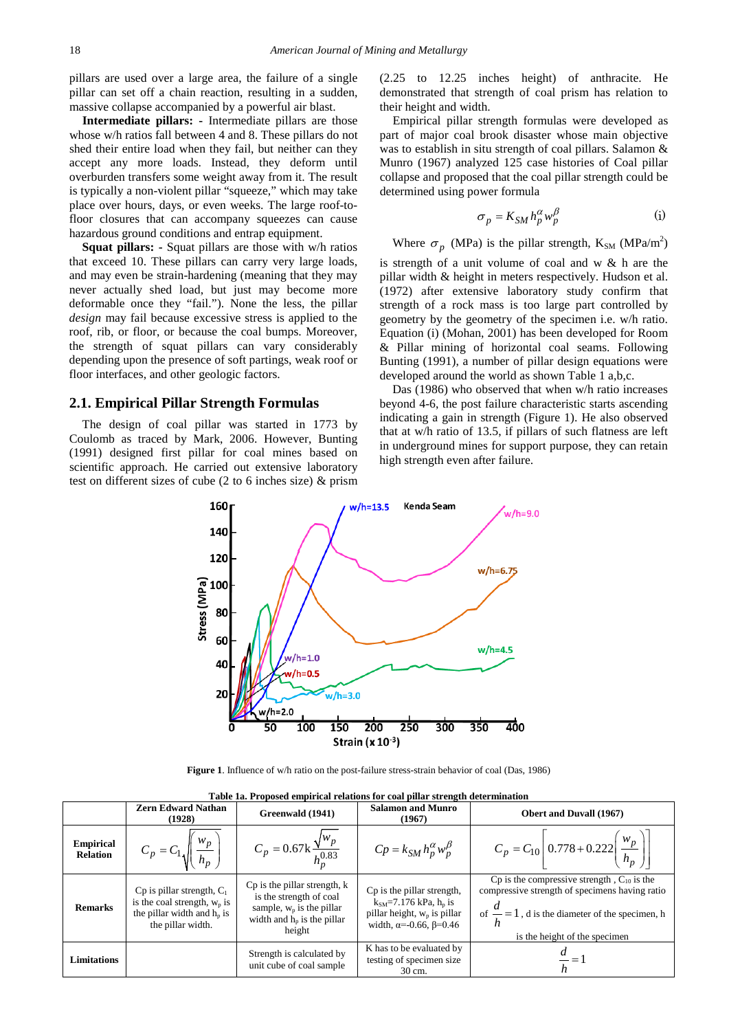pillars are used over a large area, the failure of a single pillar can set off a chain reaction, resulting in a sudden, massive collapse accompanied by a powerful air blast.

**Intermediate pillars:** - Intermediate pillars are those whose w/h ratios fall between 4 and 8. These pillars do not shed their entire load when they fail, but neither can they accept any more loads. Instead, they deform until overburden transfers some weight away from it. The result is typically a non-violent pillar "squeeze," which may take place over hours, days, or even weeks. The large roof-to-floor closures that can accompany squeezes can cause hazardous ground conditions and entrap equipment.

**Squat pillars:** - Squat pillars are those with w/h ratios that exceed 10. These pillars can carry very large loads, and may even be strain-hardening (meaning that they may never actually shed load, but just may become more deformable once they "fail."). None the less, the pillar *design* may fail because excessive stress is applied to the roof, rib, or floor, or because the coal bumps. Moreover, the strength of squat pillars can vary considerably depending upon the presence of soft partings, weak roof or floor interfaces, and other geologic factors.

## 2.1. Empirical Pillar Strength Formulas

The design of coal pillar was started in 1773 by Coulomb as traced by Mark, 2006. However, Bunting (1991) designed first pillar for coal mines based on scientific approach. He carried out extensive laboratory test on different sizes of cube (2 to 6 inches size) & prism (2.25 to 12.25 inches height) of anthracite. He demonstrated that strength of coal prism has relation to their height and width.

Empirical pillar strength formulas were developed as part of major coal brook disaster whose main objective was to establish in situ strength of coal pillars. Salamon & Munro (1967) analyzed 125 case histories of Coal pillar collapse and proposed that the coal pillar strength could be determined using power formula

$$\sigma_p = K_{SM} h_p^{\alpha} w_p^{\beta} \tag{i}$$

Where $\sigma_p$ (MPa) is the pillar strength, $K_{SM}$ (MPa/m$^2$) is strength of a unit volume of coal and w & h are the pillar width & height in meters respectively. Hudson et al. (1972) after extensive laboratory study confirm that strength of a rock mass is too large part controlled by geometry by the geometry of the specimen i.e. w/h ratio. Equation (i) (Mohan, 2001) has been developed for Room & Pillar mining of horizontal coal seams. Following Bunting (1991), a number of pillar design equations were developed around the world as shown Table 1 a,b,c.

Das (1986) who observed that when w/h ratio increases beyond 4-6, the post failure characteristic starts ascending indicating a gain in strength (Figure 1). He also observed that at w/h ratio of 13.5, if pillars of such flatness are left in underground mines for support purpose, they can retain high strength even after failure.

**Figure 1**. Influence of w/h ratio on the post-failure stress-strain behavior of coal (Das, 1986)

**Table 1a. Proposed empirical relations for coal pillar strength determination**

| | Zern Edward Nathan (1928) | Greenwald (1941) | Salamon and Munro (1967) | Obert and Duvall (1967) |
|---|---|---|---|---|
| **Empirical Relation** | $C_p = C_1\sqrt{\left(\frac{w_p}{h_p}\right)}$ | $C_p = 0.67k\frac{\sqrt{w_p}}{h_p^{0.83}}$ | $Cp = k_{SM} h_p^{\alpha} w_p^{\beta}$ | $C_p = C_{10}\left[0.778 + 0.222\left(\frac{w_p}{h_p}\right)\right]$ |
| **Remarks** | Cp is pillar strength, $C_1$ is the coal strength, $w_p$ is the pillar width and $h_p$ is the pillar width. | Cp is the pillar strength, k is the strength of coal sample, $w_p$ is the pillar width and $h_p$ is the pillar height | Cp is the pillar strength, $k_{SM}$=7.176 kPa, $h_p$ is pillar height, $w_p$ is pillar width, $\alpha$=-0.66, $\beta$=0.46 | Cp is the compressive strength , $C_{10}$ is the compressive strength of specimens having ratio of $\frac{d}{h}=1$, d is the diameter of the specimen, h is the height of the specimen |
| **Limitations** | | Strength is calculated by unit cube of coal sample | K has to be evaluated by testing of specimen size 30 cm. | $\frac{d}{h}=1$ |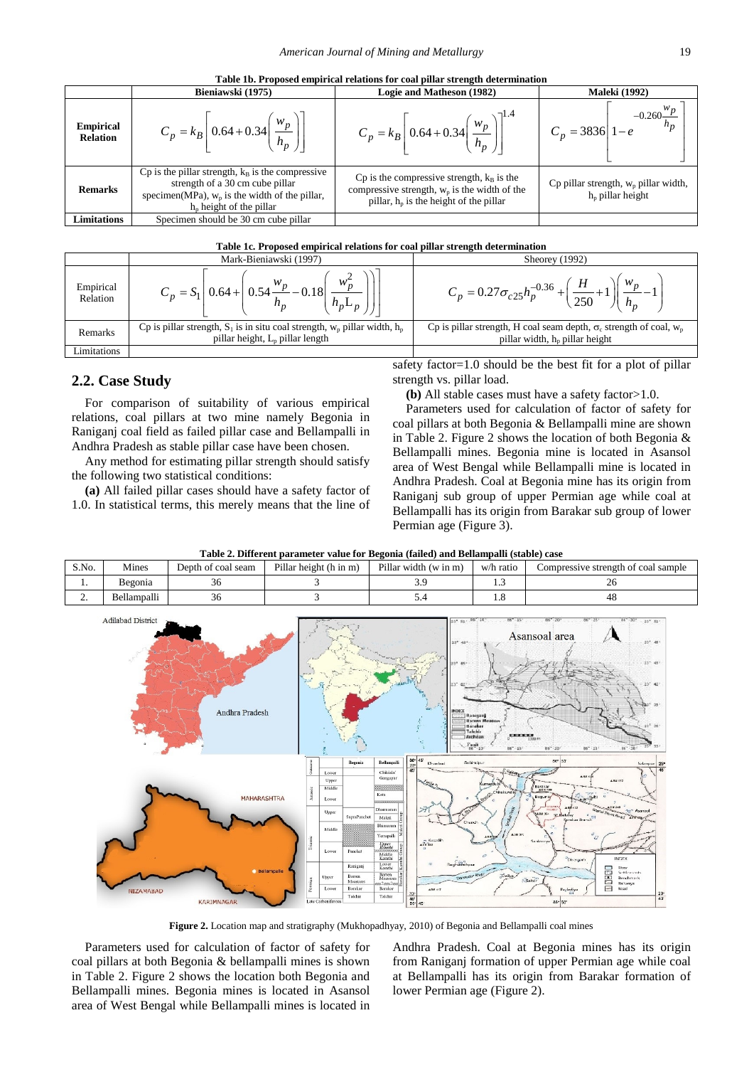**Table 1b. Proposed empirical relations for coal pillar strength determination**

| | Bieniawski (1975) | Logie and Matheson (1982) | Maleki (1992) |
|---|---|---|---|
| **Empirical Relation** | $C_p = k_B\left[0.64+0.34\left(\frac{w_p}{h_p}\right)\right]$ | $C_p = k_B\left[0.64+0.34\left(\frac{w_p}{h_p}\right)\right]^{1.4}$ | $C_p = 3836\left[1-e^{-0.260\frac{w_p}{h_p}}\right]$ |
| **Remarks** | Cp is the pillar strength, $k_B$ is the compressive strength of a 30 cm cube pillar specimen(MPa), $w_p$ is the width of the pillar, $h_p$ height of the pillar | Cp is the compressive strength, $k_B$ is the compressive strength, $w_p$ is the width of the pillar, $h_p$ is the height of the pillar | Cp pillar strength, $w_p$ pillar width, $h_p$ pillar height |
| **Limitations** | Specimen should be 30 cm cube pillar | | |

**Table 1c. Proposed empirical relations for coal pillar strength determination**

| | Mark-Bieniawski (1997) | Sheorey (1992) |
|---|---|---|
| Empirical Relation | $C_p = S_1\left[0.64+\left(0.54\frac{w_p}{h_p}-0.18\left(\frac{w_p^2}{h_p L_p}\right)\right)\right]$ | $C_p = 0.27\sigma_{c25}h_p^{-0.36}+\left(\frac{H}{250}+1\right)\left(\frac{w_p}{h_p}-1\right)$ |
| Remarks | Cp is pillar strength, $S_1$ is in situ coal strength, $w_p$ pillar width, $h_p$ pillar height, $L_p$ pillar length | Cp is pillar strength, H coal seam depth, $\sigma_c$ strength of coal, $w_p$ pillar width, $h_p$ pillar height |
| Limitations | | |

## 2.2. Case Study

For comparison of suitability of various empirical relations, coal pillars at two mine namely Begonia in Raniganj coal field as failed pillar case and Bellampalli in Andhra Pradesh as stable pillar case have been chosen.

Any method for estimating pillar strength should satisfy the following two statistical conditions:

**(a)** All failed pillar cases should have a safety factor of 1.0. In statistical terms, this merely means that the line of safety factor=1.0 should be the best fit for a plot of pillar strength vs. pillar load.

**(b)** All stable cases must have a safety factor>1.0.

Parameters used for calculation of factor of safety for coal pillars at both Begonia & Bellampalli mine are shown in Table 2. Figure 2 shows the location of both Begonia & Bellampalli mines. Begonia mine is located in Asansol area of West Bengal while Bellampalli mine is located in Andhra Pradesh. Coal at Begonia mine has its origin from Raniganj sub group of upper Permian age while coal at Bellampalli has its origin from Barakar sub group of lower Permian age (Figure 3).

**Table 2. Different parameter value for Begonia (failed) and Bellampalli (stable) case**

| S.No. | Mines | Depth of coal seam | Pillar height (h in m) | Pillar width (w in m) | w/h ratio | Compressive strength of coal sample |
|---|---|---|---|---|---|---|
| 1. | Begonia | 36 | 3 | 3.9 | 1.3 | 26 |
| 2. | Bellampalli | 36 | 3 | 5.4 | 1.8 | 48 |

**Figure 2.** Location map and stratigraphy (Mukhopadhyay, 2010) of Begonia and Bellampalli coal mines

Parameters used for calculation of factor of safety for coal pillars at both Begonia & bellampalli mines is shown in Table 2. Figure 2 shows the location both Begonia and Bellampalli mines. Begonia mines is located in Asansol area of West Bengal while Bellampalli mines is located in Andhra Pradesh. Coal at Begonia mines has its origin from Raniganj formation of upper Permian age while coal at Bellampalli has its origin from Barakar formation of lower Permian age (Figure 2).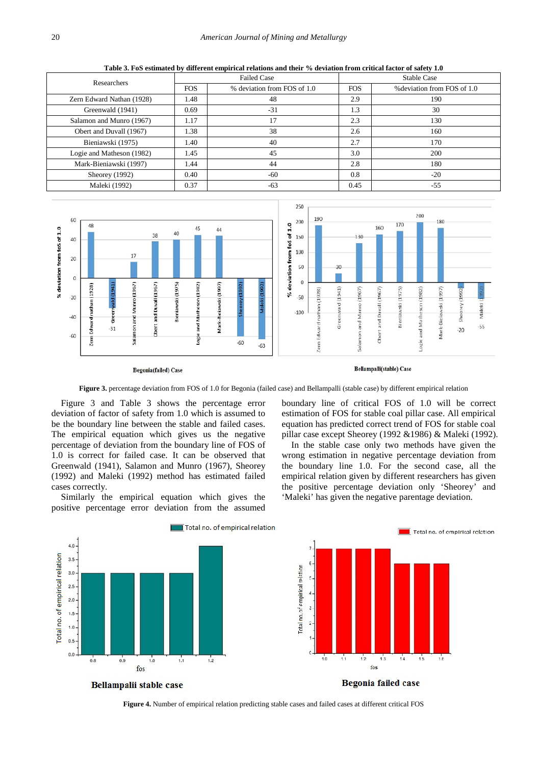**Table 3. FoS estimated by different empirical relations and their % deviation from critical factor of safety 1.0**

| Researchers | Failed Case | | Stable Case | |
|---|---|---|---|---|
| | FOS | % deviation from FOS of 1.0 | FOS | %deviation from FOS of 1.0 |
| Zern Edward Nathan (1928) | 1.48 | 48 | 2.9 | 190 |
| Greenwald (1941) | 0.69 | -31 | 1.3 | 30 |
| Salamon and Munro (1967) | 1.17 | 17 | 2.3 | 130 |
| Obert and Duvall (1967) | 1.38 | 38 | 2.6 | 160 |
| Bieniawski (1975) | 1.40 | 40 | 2.7 | 170 |
| Logie and Matheson (1982) | 1.45 | 45 | 3.0 | 200 |
| Mark-Bieniawski (1997) | 1.44 | 44 | 2.8 | 180 |
| Sheorey (1992) | 0.40 | -60 | 0.8 | -20 |
| Maleki (1992) | 0.37 | -63 | 0.45 | -55 |

**Figure 3.** percentage deviation from FOS of 1.0 for Begonia (failed case) and Bellampalli (stable case) by different empirical relation

Figure 3 and Table 3 shows the percentage error deviation of factor of safety from 1.0 which is assumed to be the boundary line between the stable and failed cases. The empirical equation which gives us the negative percentage of deviation from the boundary line of FOS of 1.0 is correct for failed case. It can be observed that Greenwald (1941), Salamon and Munro (1967), Sheorey (1992) and Maleki (1992) method has estimated failed cases correctly.

Similarly the empirical equation which gives the positive percentage error deviation from the assumed boundary line of critical FOS of 1.0 will be correct estimation of FOS for stable coal pillar case. All empirical equation has predicted correct trend of FOS for stable coal pillar case except Sheorey (1992 &1986) & Maleki (1992).

In the stable case only two methods have given the wrong estimation in negative percentage deviation from the boundary line 1.0. For the second case, all the empirical relation given by different researchers has given the positive percentage deviation only 'Sheorey' and 'Maleki' has given the negative parentage deviation.

**Figure 4.** Number of empirical relation predicting stable cases and failed cases at different critical FOS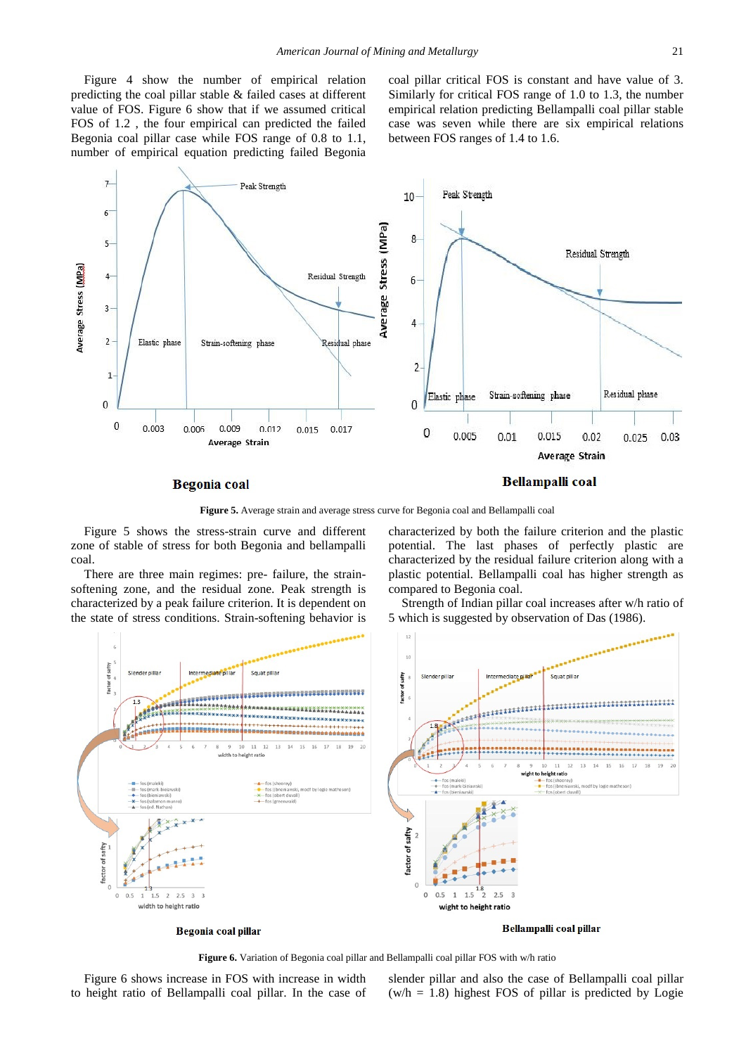Figure 4 show the number of empirical relation predicting the coal pillar stable & failed cases at different value of FOS. Figure 6 show that if we assumed critical FOS of 1.2 , the four empirical can predicted the failed Begonia coal pillar case while FOS range of 0.8 to 1.1, number of empirical equation predicting failed Begonia coal pillar critical FOS is constant and have value of 3. Similarly for critical FOS range of 1.0 to 1.3, the number empirical relation predicting Bellampalli coal pillar stable case was seven while there are six empirical relations between FOS ranges of 1.4 to 1.6.

**Figure 5.** Average strain and average stress curve for Begonia coal and Bellampalli coal

Figure 5 shows the stress-strain curve and different zone of stable of stress for both Begonia and bellampalli coal.

There are three main regimes: pre- failure, the strain-softening zone, and the residual zone. Peak strength is characterized by a peak failure criterion. It is dependent on the state of stress conditions. Strain-softening behavior is characterized by both the failure criterion and the plastic potential. The last phases of perfectly plastic are characterized by the residual failure criterion along with a plastic potential. Bellampalli coal has higher strength as compared to Begonia coal.

Strength of Indian pillar coal increases after w/h ratio of 5 which is suggested by observation of Das (1986).

**Figure 6.** Variation of Begonia coal pillar and Bellampalli coal pillar FOS with w/h ratio

Figure 6 shows increase in FOS with increase in width to height ratio of Bellampalli coal pillar. In the case of slender pillar and also the case of Bellampalli coal pillar (w/h = 1.8) highest FOS of pillar is predicted by Logie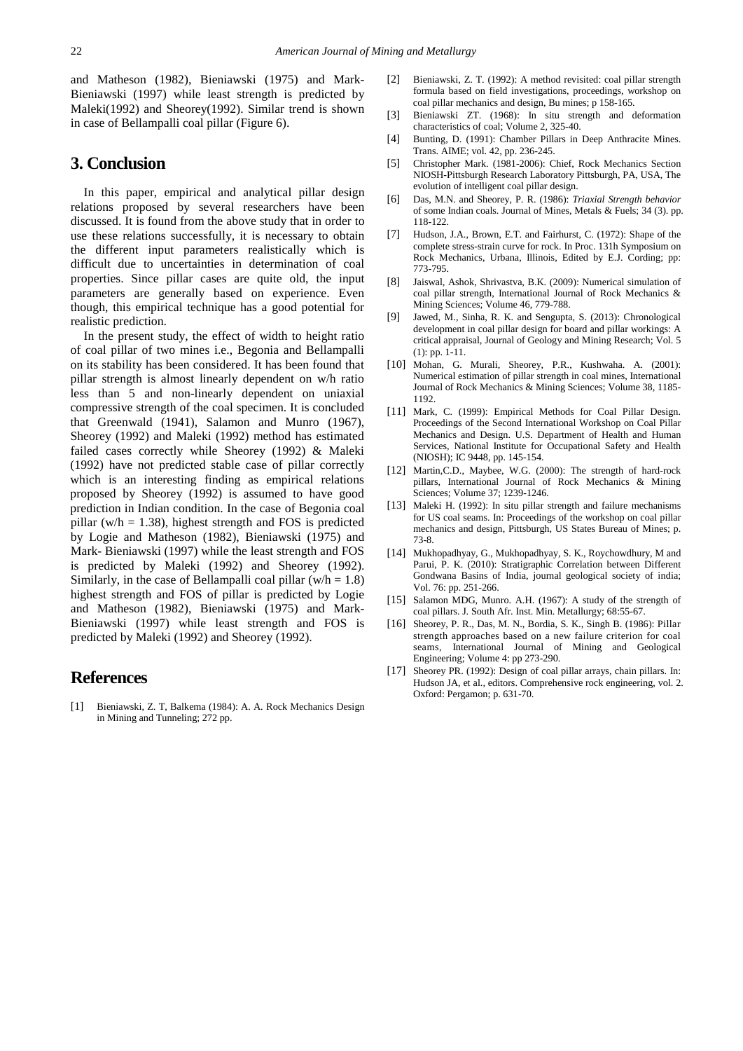and Matheson (1982), Bieniawski (1975) and Mark-Bieniawski (1997) while least strength is predicted by Maleki(1992) and Sheorey(1992). Similar trend is shown in case of Bellampalli coal pillar (Figure 6).

## 3. Conclusion

In this paper, empirical and analytical pillar design relations proposed by several researchers have been discussed. It is found from the above study that in order to use these relations successfully, it is necessary to obtain the different input parameters realistically which is difficult due to uncertainties in determination of coal properties. Since pillar cases are quite old, the input parameters are generally based on experience. Even though, this empirical technique has a good potential for realistic prediction.

In the present study, the effect of width to height ratio of coal pillar of two mines i.e., Begonia and Bellampalli on its stability has been considered. It has been found that pillar strength is almost linearly dependent on w/h ratio less than 5 and non-linearly dependent on uniaxial compressive strength of the coal specimen. It is concluded that Greenwald (1941), Salamon and Munro (1967), Sheorey (1992) and Maleki (1992) method has estimated failed cases correctly while Sheorey (1992) & Maleki (1992) have not predicted stable case of pillar correctly which is an interesting finding as empirical relations proposed by Sheorey (1992) is assumed to have good prediction in Indian condition. In the case of Begonia coal pillar ($w/h = 1.38$), highest strength and FOS is predicted by Logie and Matheson (1982), Bieniawski (1975) and Mark- Bieniawski (1997) while the least strength and FOS is predicted by Maleki (1992) and Sheorey (1992). Similarly, in the case of Bellampalli coal pillar ($w/h = 1.8$) highest strength and FOS of pillar is predicted by Logie and Matheson (1982), Bieniawski (1975) and Mark-Bieniawski (1997) while least strength and FOS is predicted by Maleki (1992) and Sheorey (1992).

## References

[1] Bieniawski, Z. T, Balkema (1984): A. A. Rock Mechanics Design in Mining and Tunneling; 272 pp.

[2] Bieniawski, Z. T. (1992): A method revisited: coal pillar strength formula based on field investigations, proceedings, workshop on coal pillar mechanics and design, Bu mines; p 158-165.

[3] Bieniawski ZT. (1968): In situ strength and deformation characteristics of coal; Volume 2, 325-40.

[4] Bunting, D. (1991): Chamber Pillars in Deep Anthracite Mines. Trans. AIME; vol. 42, pp. 236-245.

[5] Christopher Mark. (1981-2006): Chief, Rock Mechanics Section NIOSH-Pittsburgh Research Laboratory Pittsburgh, PA, USA, The evolution of intelligent coal pillar design.

[6] Das, M.N. and Sheorey, P. R. (1986): *Triaxial Strength behavior* of some Indian coals. Journal of Mines, Metals & Fuels; 34 (3). pp. 118-122.

[7] Hudson, J.A., Brown, E.T. and Fairhurst, C. (1972): Shape of the complete stress-strain curve for rock. In Proc. 131h Symposium on Rock Mechanics, Urbana, Illinois, Edited by E.J. Cording; pp: 773-795.

[8] Jaiswal, Ashok, Shrivastva, B.K. (2009): Numerical simulation of coal pillar strength, International Journal of Rock Mechanics & Mining Sciences; Volume 46, 779-788.

[9] Jawed, M., Sinha, R. K. and Sengupta, S. (2013): Chronological development in coal pillar design for board and pillar workings: A critical appraisal, Journal of Geology and Mining Research; Vol. 5 (1): pp. 1-11.

[10] Mohan, G. Murali, Sheorey, P.R., Kushwaha. A. (2001): Numerical estimation of pillar strength in coal mines, International Journal of Rock Mechanics & Mining Sciences; Volume 38, 1185-1192.

[11] Mark, C. (1999): Empirical Methods for Coal Pillar Design. Proceedings of the Second International Workshop on Coal Pillar Mechanics and Design. U.S. Department of Health and Human Services, National Institute for Occupational Safety and Health (NIOSH); IC 9448, pp. 145-154.

[12] Martin,C.D., Maybee, W.G. (2000): The strength of hard-rock pillars, International Journal of Rock Mechanics & Mining Sciences; Volume 37; 1239-1246.

[13] Maleki H. (1992): In situ pillar strength and failure mechanisms for US coal seams. In: Proceedings of the workshop on coal pillar mechanics and design, Pittsburgh, US States Bureau of Mines; p. 73-8.

[14] Mukhopadhyay, G., Mukhopadhyay, S. K., Roychowdhury, M and Parui, P. K. (2010): Stratigraphic Correlation between Different Gondwana Basins of India, journal geological society of india; Vol. 76: pp. 251-266.

[15] Salamon MDG, Munro. A.H. (1967): A study of the strength of coal pillars. J. South Afr. Inst. Min. Metallurgy; 68:55-67.

[16] Sheorey, P. R., Das, M. N., Bordia, S. K., Singh B. (1986): Pillar strength approaches based on a new failure criterion for coal seams, International Journal of Mining and Geological Engineering; Volume 4: pp 273-290.

[17] Sheorey PR. (1992): Design of coal pillar arrays, chain pillars. In: Hudson JA, et al., editors. Comprehensive rock engineering, vol. 2. Oxford: Pergamon; p. 631-70.